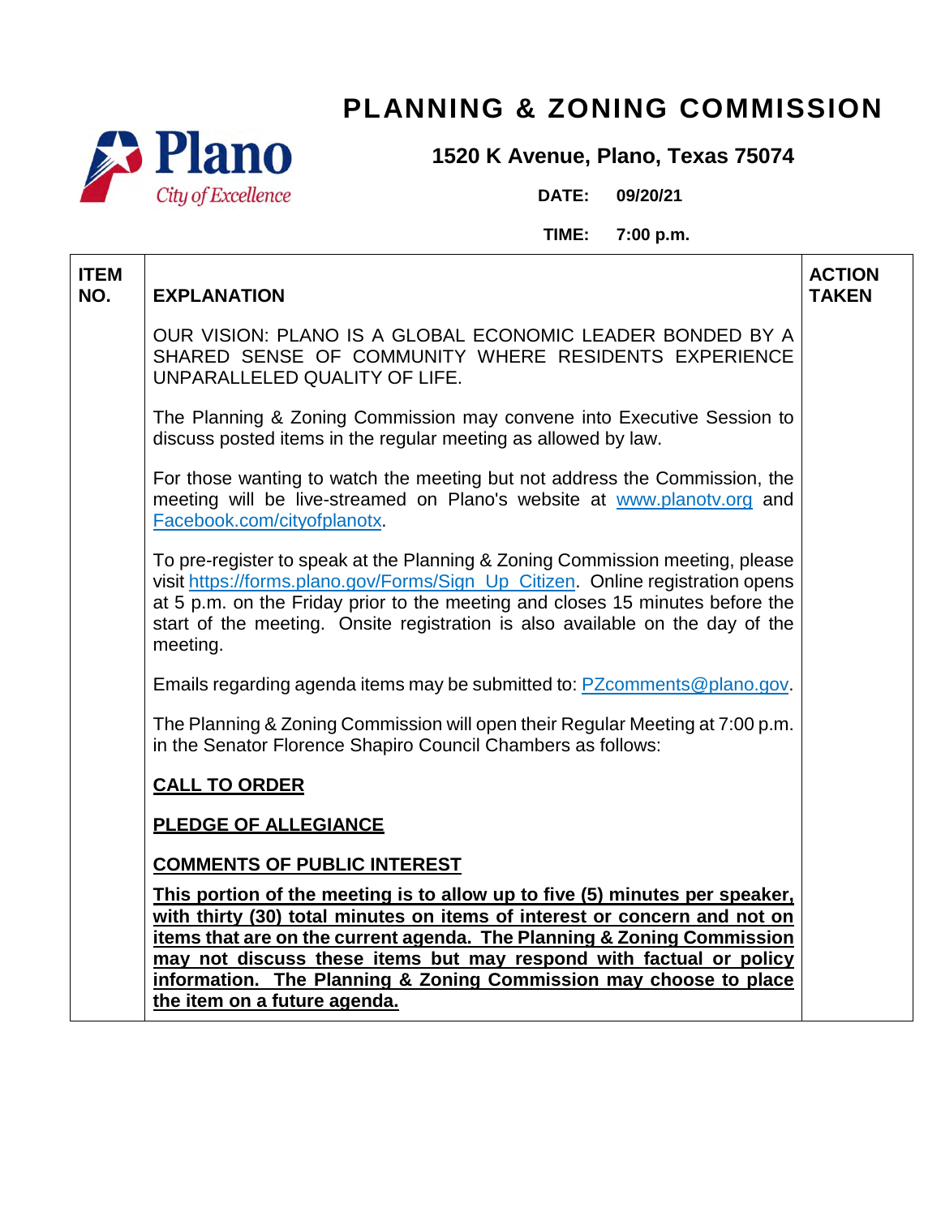# PLANNING & ZONING COMMISSION

**1520 K Avenue, Plano, Texas 75074**

**DATE: 09/20/21**

**TIME: 7:00 p.m.**

| ITEM NO. | EXPLANATION | ACTION TAKEN |
|---|---|---|
| | OUR VISION: PLANO IS A GLOBAL ECONOMIC LEADER BONDED BY A SHARED SENSE OF COMMUNITY WHERE RESIDENTS EXPERIENCE UNPARALLELED QUALITY OF LIFE. | |
| | The Planning & Zoning Commission may convene into Executive Session to discuss posted items in the regular meeting as allowed by law. | |
| | For those wanting to watch the meeting but not address the Commission, the meeting will be live-streamed on Plano's website at www.planotv.org and Facebook.com/cityofplanotx. | |
| | To pre-register to speak at the Planning & Zoning Commission meeting, please visit https://forms.plano.gov/Forms/Sign_Up_Citizen. Online registration opens at 5 p.m. on the Friday prior to the meeting and closes 15 minutes before the start of the meeting. Onsite registration is also available on the day of the meeting. | |
| | Emails regarding agenda items may be submitted to: PZcomments@plano.gov. | |
| | The Planning & Zoning Commission will open their Regular Meeting at 7:00 p.m. in the Senator Florence Shapiro Council Chambers as follows: | |
| | **CALL TO ORDER** | |
| | **PLEDGE OF ALLEGIANCE** | |
| | **COMMENTS OF PUBLIC INTEREST** | |
| | **This portion of the meeting is to allow up to five (5) minutes per speaker, with thirty (30) total minutes on items of interest or concern and not on items that are on the current agenda. The Planning & Zoning Commission may not discuss these items but may respond with factual or policy information. The Planning & Zoning Commission may choose to place the item on a future agenda.** | |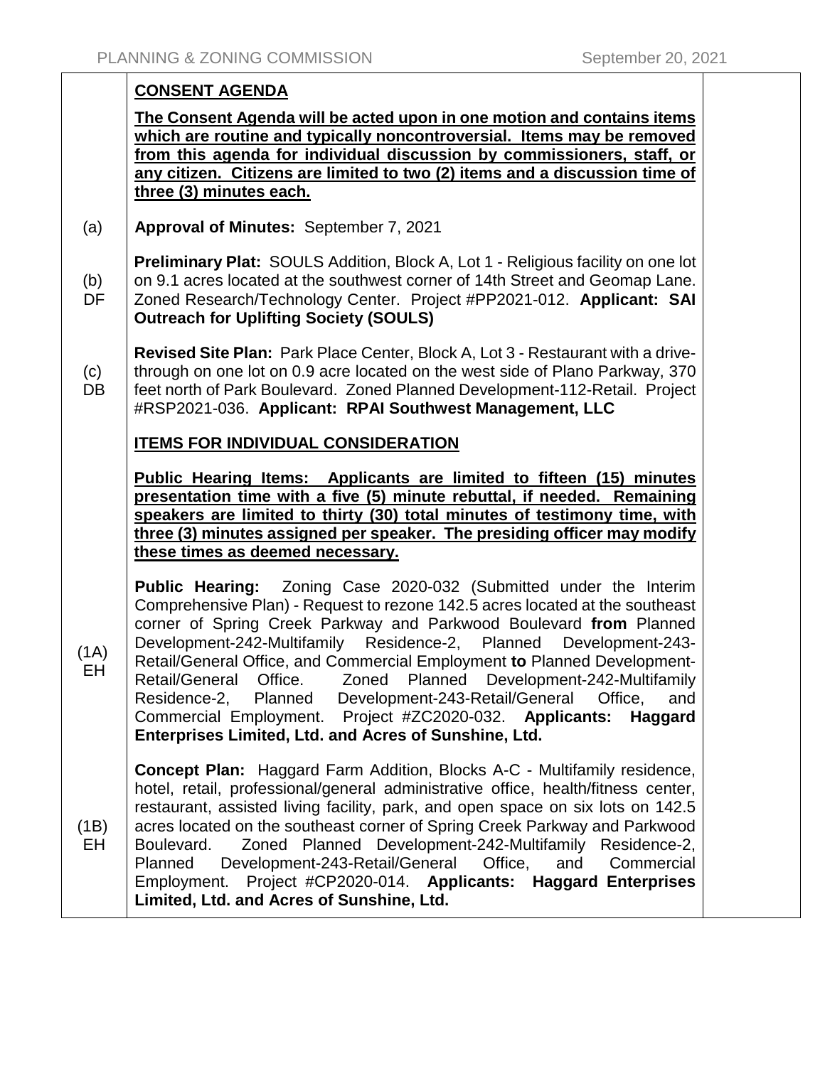## CONSENT AGENDA

**The Consent Agenda will be acted upon in one motion and contains items which are routine and typically noncontroversial. Items may be removed from this agenda for individual discussion by commissioners, staff, or any citizen. Citizens are limited to two (2) items and a discussion time of three (3) minutes each.**

(a) **Approval of Minutes:** September 7, 2021

(b) DF **Preliminary Plat:** SOULS Addition, Block A, Lot 1 - Religious facility on one lot on 9.1 acres located at the southwest corner of 14th Street and Geomap Lane. Zoned Research/Technology Center. Project #PP2021-012. **Applicant: SAI Outreach for Uplifting Society (SOULS)**

(c) DB **Revised Site Plan:** Park Place Center, Block A, Lot 3 - Restaurant with a drive-through on one lot on 0.9 acre located on the west side of Plano Parkway, 370 feet north of Park Boulevard. Zoned Planned Development-112-Retail. Project #RSP2021-036. **Applicant: RPAI Southwest Management, LLC**

## ITEMS FOR INDIVIDUAL CONSIDERATION

**Public Hearing Items: Applicants are limited to fifteen (15) minutes presentation time with a five (5) minute rebuttal, if needed. Remaining speakers are limited to thirty (30) total minutes of testimony time, with three (3) minutes assigned per speaker. The presiding officer may modify these times as deemed necessary.**

(1A) EH **Public Hearing:** Zoning Case 2020-032 (Submitted under the Interim Comprehensive Plan) - Request to rezone 142.5 acres located at the southeast corner of Spring Creek Parkway and Parkwood Boulevard **from** Planned Development-242-Multifamily Residence-2, Planned Development-243-Retail/General Office, and Commercial Employment **to** Planned Development-Retail/General Office. Zoned Planned Development-242-Multifamily Residence-2, Planned Development-243-Retail/General Office, and Commercial Employment. Project #ZC2020-032. **Applicants: Haggard Enterprises Limited, Ltd. and Acres of Sunshine, Ltd.**

(1B) EH **Concept Plan:** Haggard Farm Addition, Blocks A-C - Multifamily residence, hotel, retail, professional/general administrative office, health/fitness center, restaurant, assisted living facility, park, and open space on six lots on 142.5 acres located on the southeast corner of Spring Creek Parkway and Parkwood Boulevard. Zoned Planned Development-242-Multifamily Residence-2, Planned Development-243-Retail/General Office, and Commercial Employment. Project #CP2020-014. **Applicants: Haggard Enterprises Limited, Ltd. and Acres of Sunshine, Ltd.**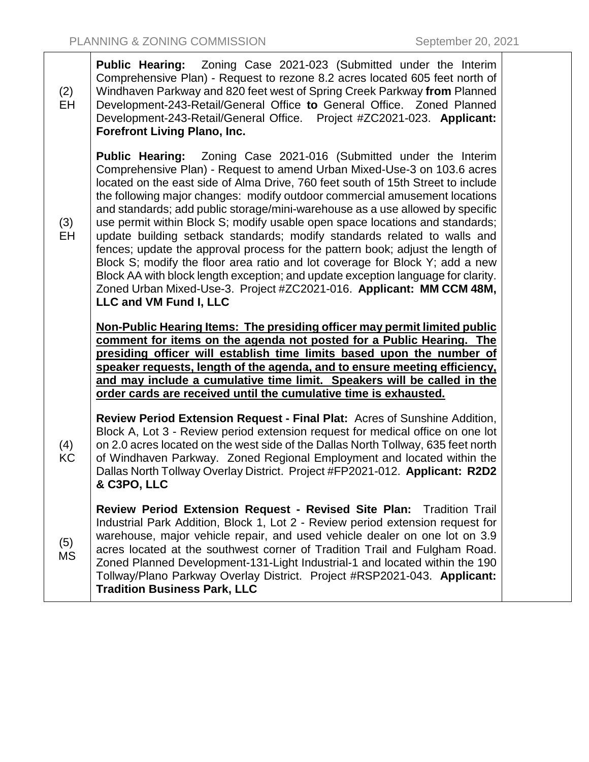| | | |
|---|---|---|
| (2) EH | **Public Hearing:** Zoning Case 2021-023 (Submitted under the Interim Comprehensive Plan) - Request to rezone 8.2 acres located 605 feet north of Windhaven Parkway and 820 feet west of Spring Creek Parkway **from** Planned Development-243-Retail/General Office **to** General Office. Zoned Planned Development-243-Retail/General Office. Project #ZC2021-023. **Applicant: Forefront Living Plano, Inc.** | |
| (3) EH | **Public Hearing:** Zoning Case 2021-016 (Submitted under the Interim Comprehensive Plan) - Request to amend Urban Mixed-Use-3 on 103.6 acres located on the east side of Alma Drive, 760 feet south of 15th Street to include the following major changes: modify outdoor commercial amusement locations and standards; add public storage/mini-warehouse as a use allowed by specific use permit within Block S; modify usable open space locations and standards; update building setback standards; modify standards related to walls and fences; update the approval process for the pattern book; adjust the length of Block S; modify the floor area ratio and lot coverage for Block Y; add a new Block AA with block length exception; and update exception language for clarity. Zoned Urban Mixed-Use-3. Project #ZC2021-016. **Applicant: MM CCM 48M, LLC and VM Fund I, LLC** | |
| | **<u>Non-Public Hearing Items: The presiding officer may permit limited public comment for items on the agenda not posted for a Public Hearing. The presiding officer will establish time limits based upon the number of speaker requests, length of the agenda, and to ensure meeting efficiency, and may include a cumulative time limit. Speakers will be called in the order cards are received until the cumulative time is exhausted.</u>** | |
| (4) KC | **Review Period Extension Request - Final Plat:** Acres of Sunshine Addition, Block A, Lot 3 - Review period extension request for medical office on one lot on 2.0 acres located on the west side of the Dallas North Tollway, 635 feet north of Windhaven Parkway. Zoned Regional Employment and located within the Dallas North Tollway Overlay District. Project #FP2021-012. **Applicant: R2D2 & C3PO, LLC** | |
| (5) MS | **Review Period Extension Request - Revised Site Plan:** Tradition Trail Industrial Park Addition, Block 1, Lot 2 - Review period extension request for warehouse, major vehicle repair, and used vehicle dealer on one lot on 3.9 acres located at the southwest corner of Tradition Trail and Fulgham Road. Zoned Planned Development-131-Light Industrial-1 and located within the 190 Tollway/Plano Parkway Overlay District. Project #RSP2021-043. **Applicant: Tradition Business Park, LLC** | |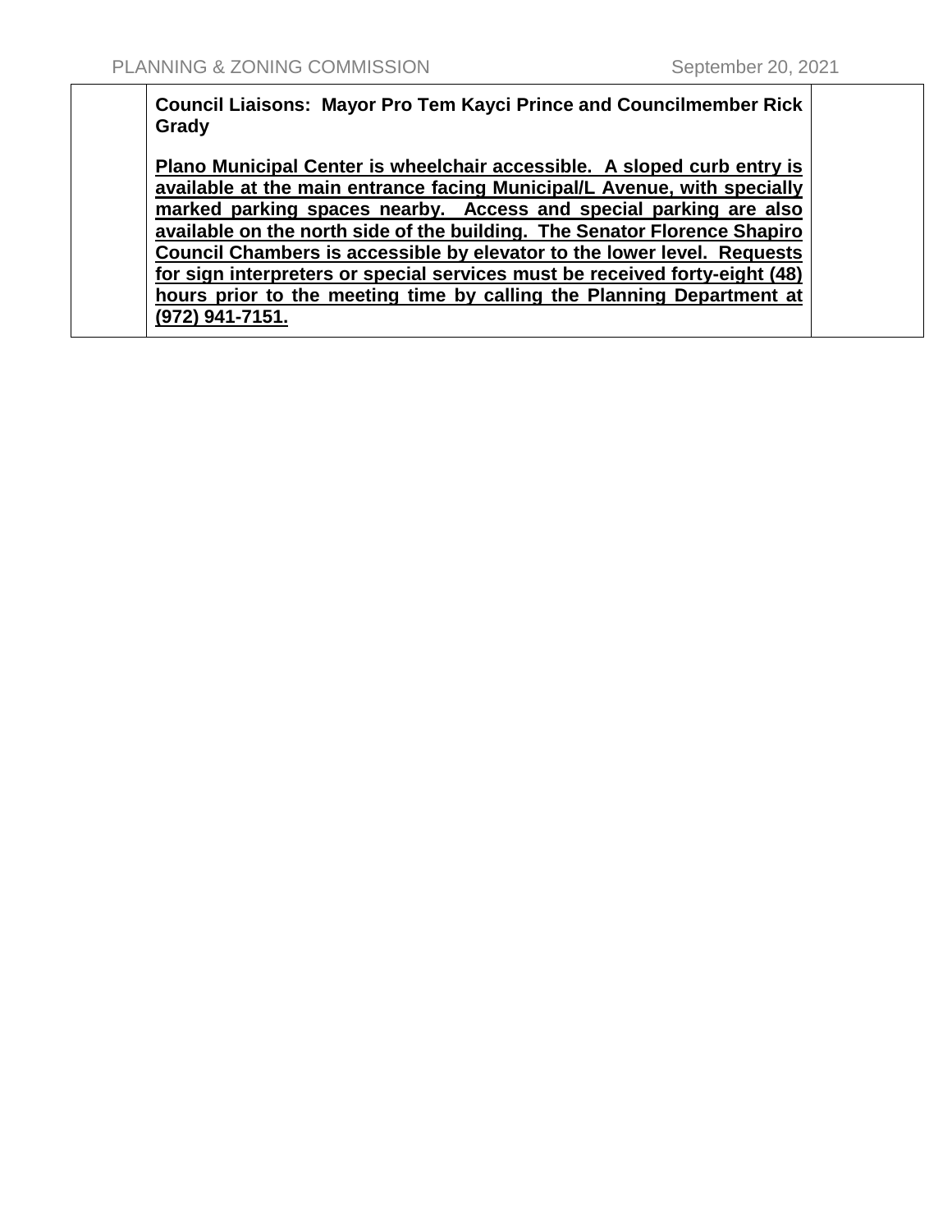| | | |
|---|---|---|
| | **Council Liaisons: Mayor Pro Tem Kayci Prince and Councilmember Rick Grady**<br><br>**<u>Plano Municipal Center is wheelchair accessible. A sloped curb entry is available at the main entrance facing Municipal/L Avenue, with specially marked parking spaces nearby. Access and special parking are also available on the north side of the building. The Senator Florence Shapiro Council Chambers is accessible by elevator to the lower level. Requests for sign interpreters or special services must be received forty-eight (48) hours prior to the meeting time by calling the Planning Department at (972) 941-7151.</u>** | |